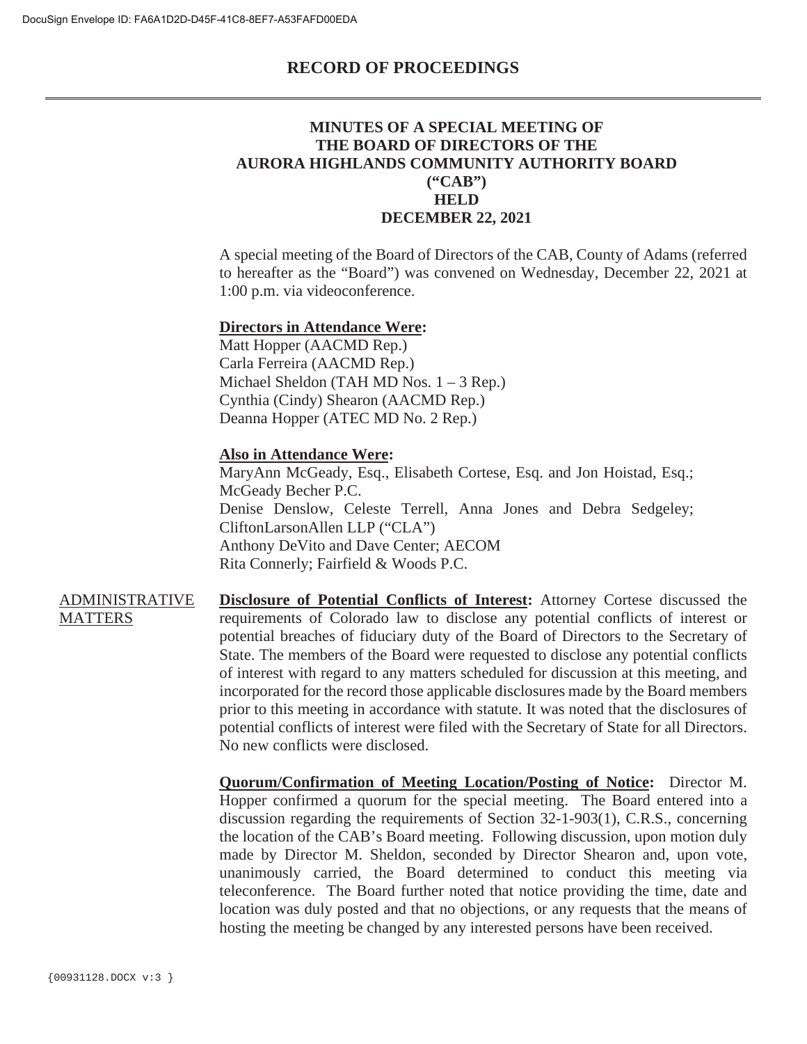# RECORD OF PROCEEDINGS

## MINUTES OF A SPECIAL MEETING OF THE BOARD OF DIRECTORS OF THE AURORA HIGHLANDS COMMUNITY AUTHORITY BOARD ("CAB") HELD DECEMBER 22, 2021

A special meeting of the Board of Directors of the CAB, County of Adams (referred to hereafter as the "Board") was convened on Wednesday, December 22, 2021 at 1:00 p.m. via videoconference.

**Directors in Attendance Were:**

Matt Hopper (AACMD Rep.)
Carla Ferreira (AACMD Rep.)
Michael Sheldon (TAH MD Nos. 1 – 3 Rep.)
Cynthia (Cindy) Shearon (AACMD Rep.)
Deanna Hopper (ATEC MD No. 2 Rep.)

**Also in Attendance Were:**

MaryAnn McGeady, Esq., Elisabeth Cortese, Esq. and Jon Hoistad, Esq.; McGeady Becher P.C.
Denise Denslow, Celeste Terrell, Anna Jones and Debra Sedgeley; CliftonLarsonAllen LLP ("CLA")
Anthony DeVito and Dave Center; AECOM
Rita Connerly; Fairfield & Woods P.C.

### ADMINISTRATIVE MATTERS

**Disclosure of Potential Conflicts of Interest:** Attorney Cortese discussed the requirements of Colorado law to disclose any potential conflicts of interest or potential breaches of fiduciary duty of the Board of Directors to the Secretary of State. The members of the Board were requested to disclose any potential conflicts of interest with regard to any matters scheduled for discussion at this meeting, and incorporated for the record those applicable disclosures made by the Board members prior to this meeting in accordance with statute. It was noted that the disclosures of potential conflicts of interest were filed with the Secretary of State for all Directors. No new conflicts were disclosed.

**Quorum/Confirmation of Meeting Location/Posting of Notice:** Director M. Hopper confirmed a quorum for the special meeting. The Board entered into a discussion regarding the requirements of Section 32-1-903(1), C.R.S., concerning the location of the CAB's Board meeting. Following discussion, upon motion duly made by Director M. Sheldon, seconded by Director Shearon and, upon vote, unanimously carried, the Board determined to conduct this meeting via teleconference. The Board further noted that notice providing the time, date and location was duly posted and that no objections, or any requests that the means of hosting the meeting be changed by any interested persons have been received.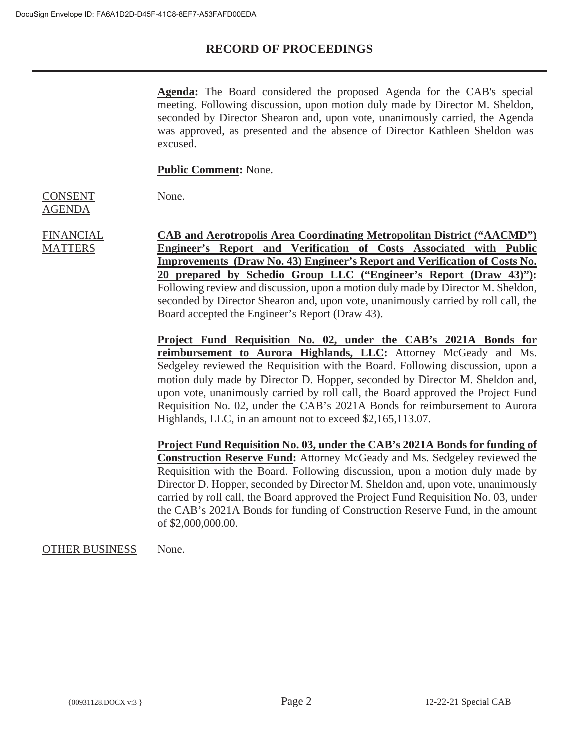# RECORD OF PROCEEDINGS

**Agenda:** The Board considered the proposed Agenda for the CAB's special meeting. Following discussion, upon motion duly made by Director M. Sheldon, seconded by Director Shearon and, upon vote, unanimously carried, the Agenda was approved, as presented and the absence of Director Kathleen Sheldon was excused.

**Public Comment:** None.

CONSENT AGENDA

None.

FINANCIAL MATTERS

**CAB and Aerotropolis Area Coordinating Metropolitan District ("AACMD") Engineer's Report and Verification of Costs Associated with Public Improvements (Draw No. 43) Engineer's Report and Verification of Costs No. 20 prepared by Schedio Group LLC ("Engineer's Report (Draw 43)"):** Following review and discussion, upon a motion duly made by Director M. Sheldon, seconded by Director Shearon and, upon vote, unanimously carried by roll call, the Board accepted the Engineer's Report (Draw 43).

**Project Fund Requisition No. 02, under the CAB's 2021A Bonds for reimbursement to Aurora Highlands, LLC:** Attorney McGeady and Ms. Sedgeley reviewed the Requisition with the Board. Following discussion, upon a motion duly made by Director D. Hopper, seconded by Director M. Sheldon and, upon vote, unanimously carried by roll call, the Board approved the Project Fund Requisition No. 02, under the CAB's 2021A Bonds for reimbursement to Aurora Highlands, LLC, in an amount not to exceed $2,165,113.07.

**Project Fund Requisition No. 03, under the CAB's 2021A Bonds for funding of Construction Reserve Fund:** Attorney McGeady and Ms. Sedgeley reviewed the Requisition with the Board. Following discussion, upon a motion duly made by Director D. Hopper, seconded by Director M. Sheldon and, upon vote, unanimously carried by roll call, the Board approved the Project Fund Requisition No. 03, under the CAB's 2021A Bonds for funding of Construction Reserve Fund, in the amount of $2,000,000.00.

OTHER BUSINESS

None.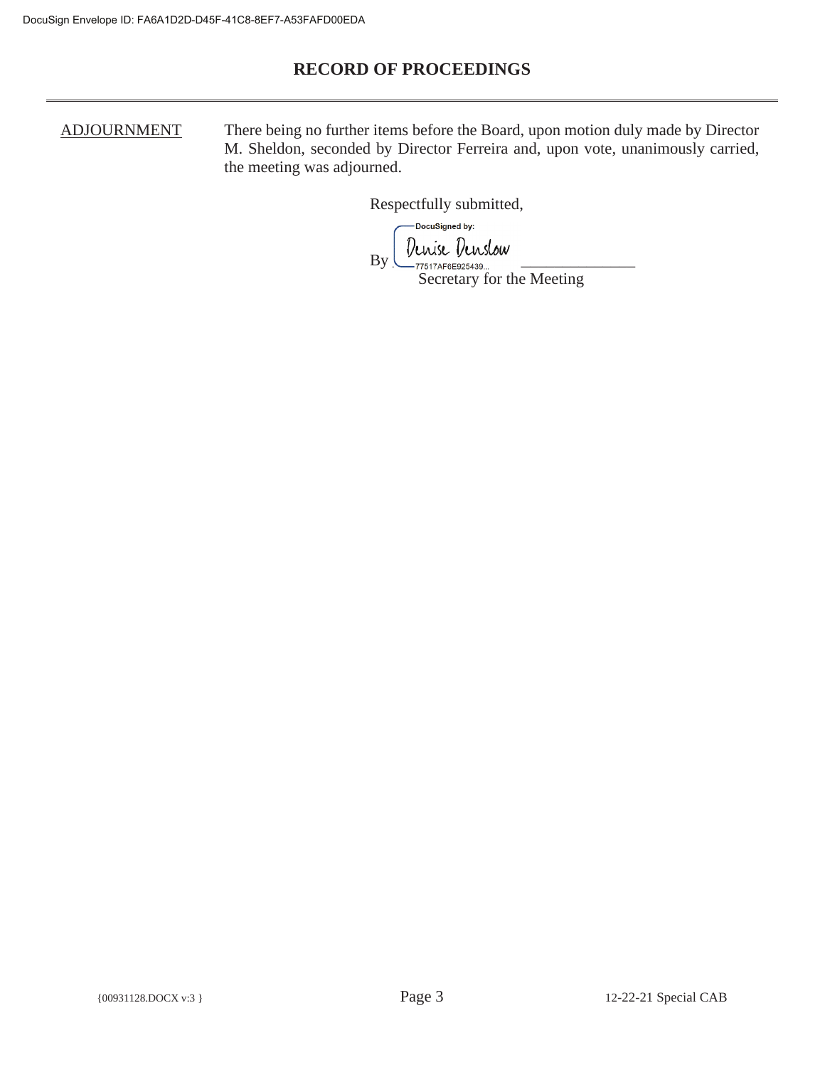## RECORD OF PROCEEDINGS

---

ADJOURNMENT — There being no further items before the Board, upon motion duly made by Director M. Sheldon, seconded by Director Ferreira and, upon vote, unanimously carried, the meeting was adjourned.

Respectfully submitted,

DocuSigned by:

By Denise Denslow
77517AF6E925439...

Secretary for the Meeting